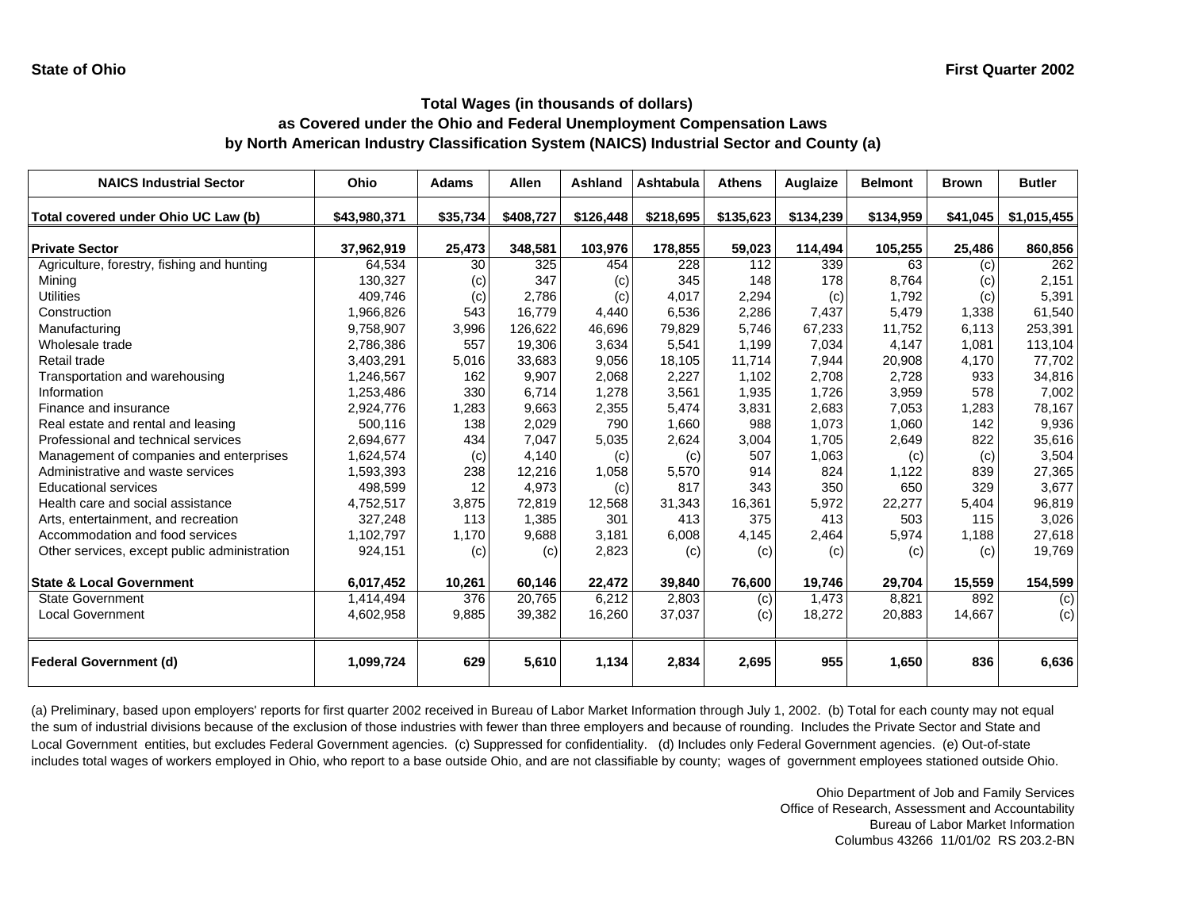State of Ohio

First Quarter 2002

## Total Wages (in thousands of dollars) as Covered under the Ohio and Federal Unemployment Compensation Laws by North American Industry Classification System (NAICS) Industrial Sector and County (a)

| NAICS Industrial Sector | Ohio | Adams | Allen | Ashland | Ashtabula | Athens | Auglaize | Belmont | Brown | Butler |
|---|---|---|---|---|---|---|---|---|---|---|
| **Total covered under Ohio UC Law (b)** | **$43,980,371** | **$35,734** | **$408,727** | **$126,448** | **$218,695** | **$135,623** | **$134,239** | **$134,959** | **$41,045** | **$1,015,455** |
| **Private Sector** | **37,962,919** | **25,473** | **348,581** | **103,976** | **178,855** | **59,023** | **114,494** | **105,255** | **25,486** | **860,856** |
| Agriculture, forestry, fishing and hunting | 64,534 | 30 | 325 | 454 | 228 | 112 | 339 | 63 | (c) | 262 |
| Mining | 130,327 | (c) | 347 | (c) | 345 | 148 | 178 | 8,764 | (c) | 2,151 |
| Utilities | 409,746 | (c) | 2,786 | (c) | 4,017 | 2,294 | (c) | 1,792 | (c) | 5,391 |
| Construction | 1,966,826 | 543 | 16,779 | 4,440 | 6,536 | 2,286 | 7,437 | 5,479 | 1,338 | 61,540 |
| Manufacturing | 9,758,907 | 3,996 | 126,622 | 46,696 | 79,829 | 5,746 | 67,233 | 11,752 | 6,113 | 253,391 |
| Wholesale trade | 2,786,386 | 557 | 19,306 | 3,634 | 5,541 | 1,199 | 7,034 | 4,147 | 1,081 | 113,104 |
| Retail trade | 3,403,291 | 5,016 | 33,683 | 9,056 | 18,105 | 11,714 | 7,944 | 20,908 | 4,170 | 77,702 |
| Transportation and warehousing | 1,246,567 | 162 | 9,907 | 2,068 | 2,227 | 1,102 | 2,708 | 2,728 | 933 | 34,816 |
| Information | 1,253,486 | 330 | 6,714 | 1,278 | 3,561 | 1,935 | 1,726 | 3,959 | 578 | 7,002 |
| Finance and insurance | 2,924,776 | 1,283 | 9,663 | 2,355 | 5,474 | 3,831 | 2,683 | 7,053 | 1,283 | 78,167 |
| Real estate and rental and leasing | 500,116 | 138 | 2,029 | 790 | 1,660 | 988 | 1,073 | 1,060 | 142 | 9,936 |
| Professional and technical services | 2,694,677 | 434 | 7,047 | 5,035 | 2,624 | 3,004 | 1,705 | 2,649 | 822 | 35,616 |
| Management of companies and enterprises | 1,624,574 | (c) | 4,140 | (c) | (c) | 507 | 1,063 | (c) | (c) | 3,504 |
| Administrative and waste services | 1,593,393 | 238 | 12,216 | 1,058 | 5,570 | 914 | 824 | 1,122 | 839 | 27,365 |
| Educational services | 498,599 | 12 | 4,973 | (c) | 817 | 343 | 350 | 650 | 329 | 3,677 |
| Health care and social assistance | 4,752,517 | 3,875 | 72,819 | 12,568 | 31,343 | 16,361 | 5,972 | 22,277 | 5,404 | 96,819 |
| Arts, entertainment, and recreation | 327,248 | 113 | 1,385 | 301 | 413 | 375 | 413 | 503 | 115 | 3,026 |
| Accommodation and food services | 1,102,797 | 1,170 | 9,688 | 3,181 | 6,008 | 4,145 | 2,464 | 5,974 | 1,188 | 27,618 |
| Other services, except public administration | 924,151 | (c) | (c) | 2,823 | (c) | (c) | (c) | (c) | (c) | 19,769 |
| **State & Local Government** | **6,017,452** | **10,261** | **60,146** | **22,472** | **39,840** | **76,600** | **19,746** | **29,704** | **15,559** | **154,599** |
| State Government | 1,414,494 | 376 | 20,765 | 6,212 | 2,803 | (c) | 1,473 | 8,821 | 892 | (c) |
| Local Government | 4,602,958 | 9,885 | 39,382 | 16,260 | 37,037 | (c) | 18,272 | 20,883 | 14,667 | (c) |
| **Federal Government (d)** | **1,099,724** | **629** | **5,610** | **1,134** | **2,834** | **2,695** | **955** | **1,650** | **836** | **6,636** |

(a) Preliminary, based upon employers' reports for first quarter 2002 received in Bureau of Labor Market Information through July 1, 2002. (b) Total for each county may not equal the sum of industrial divisions because of the exclusion of those industries with fewer than three employers and because of rounding. Includes the Private Sector and State and Local Government entities, but excludes Federal Government agencies. (c) Suppressed for confidentiality. (d) Includes only Federal Government agencies. (e) Out-of-state includes total wages of workers employed in Ohio, who report to a base outside Ohio, and are not classifiable by county; wages of government employees stationed outside Ohio.

Ohio Department of Job and Family Services
Office of Research, Assessment and Accountability
Bureau of Labor Market Information
Columbus 43266 11/01/02 RS 203.2-BN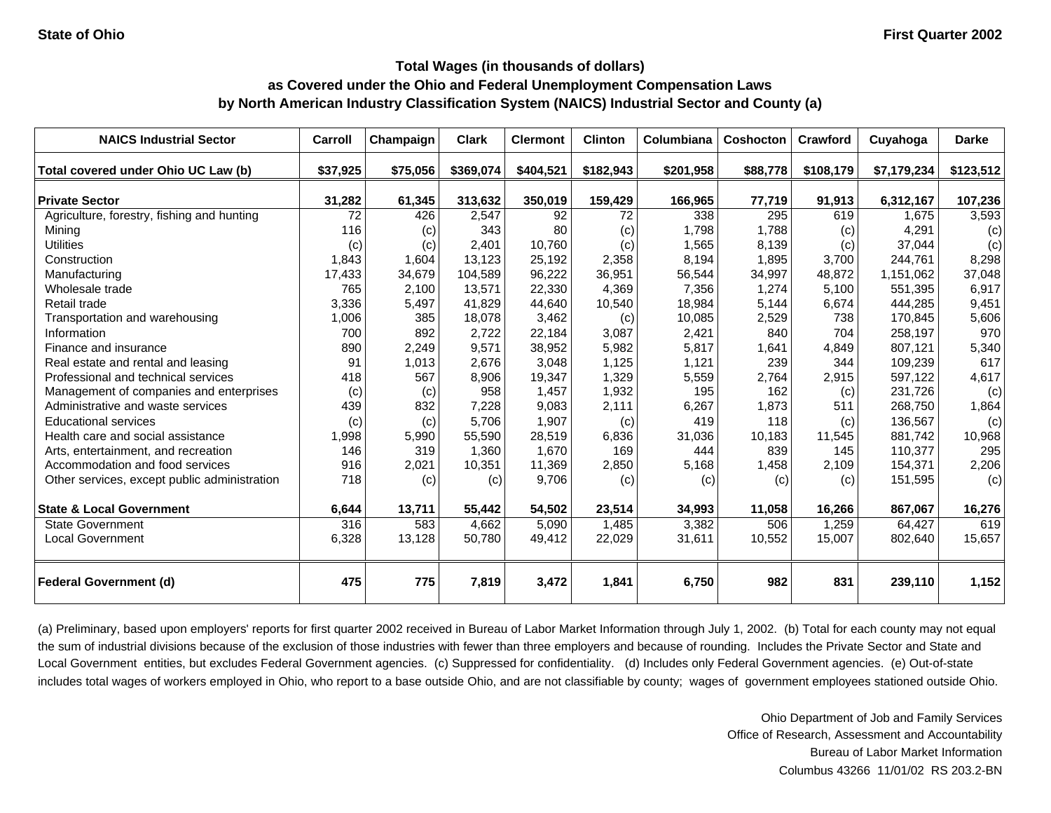State of Ohio | First Quarter 2002

## Total Wages (in thousands of dollars)
## as Covered under the Ohio and Federal Unemployment Compensation Laws
## by North American Industry Classification System (NAICS) Industrial Sector and County (a)

| NAICS Industrial Sector | Carroll | Champaign | Clark | Clermont | Clinton | Columbiana | Coshocton | Crawford | Cuyahoga | Darke |
|---|---|---|---|---|---|---|---|---|---|---|
| **Total covered under Ohio UC Law (b)** | **$37,925** | **$75,056** | **$369,074** | **$404,521** | **$182,943** | **$201,958** | **$88,778** | **$108,179** | **$7,179,234** | **$123,512** |
| **Private Sector** | **31,282** | **61,345** | **313,632** | **350,019** | **159,429** | **166,965** | **77,719** | **91,913** | **6,312,167** | **107,236** |
| Agriculture, forestry, fishing and hunting | 72 | 426 | 2,547 | 92 | 72 | 338 | 295 | 619 | 1,675 | 3,593 |
| Mining | 116 | (c) | 343 | 80 | (c) | 1,798 | 1,788 | (c) | 4,291 | (c) |
| Utilities | (c) | (c) | 2,401 | 10,760 | (c) | 1,565 | 8,139 | (c) | 37,044 | (c) |
| Construction | 1,843 | 1,604 | 13,123 | 25,192 | 2,358 | 8,194 | 1,895 | 3,700 | 244,761 | 8,298 |
| Manufacturing | 17,433 | 34,679 | 104,589 | 96,222 | 36,951 | 56,544 | 34,997 | 48,872 | 1,151,062 | 37,048 |
| Wholesale trade | 765 | 2,100 | 13,571 | 22,330 | 4,369 | 7,356 | 1,274 | 5,100 | 551,395 | 6,917 |
| Retail trade | 3,336 | 5,497 | 41,829 | 44,640 | 10,540 | 18,984 | 5,144 | 6,674 | 444,285 | 9,451 |
| Transportation and warehousing | 1,006 | 385 | 18,078 | 3,462 | (c) | 10,085 | 2,529 | 738 | 170,845 | 5,606 |
| Information | 700 | 892 | 2,722 | 22,184 | 3,087 | 2,421 | 840 | 704 | 258,197 | 970 |
| Finance and insurance | 890 | 2,249 | 9,571 | 38,952 | 5,982 | 5,817 | 1,641 | 4,849 | 807,121 | 5,340 |
| Real estate and rental and leasing | 91 | 1,013 | 2,676 | 3,048 | 1,125 | 1,121 | 239 | 344 | 109,239 | 617 |
| Professional and technical services | 418 | 567 | 8,906 | 19,347 | 1,329 | 5,559 | 2,764 | 2,915 | 597,122 | 4,617 |
| Management of companies and enterprises | (c) | (c) | 958 | 1,457 | 1,932 | 195 | 162 | (c) | 231,726 | (c) |
| Administrative and waste services | 439 | 832 | 7,228 | 9,083 | 2,111 | 6,267 | 1,873 | 511 | 268,750 | 1,864 |
| Educational services | (c) | (c) | 5,706 | 1,907 | (c) | 419 | 118 | (c) | 136,567 | (c) |
| Health care and social assistance | 1,998 | 5,990 | 55,590 | 28,519 | 6,836 | 31,036 | 10,183 | 11,545 | 881,742 | 10,968 |
| Arts, entertainment, and recreation | 146 | 319 | 1,360 | 1,670 | 169 | 444 | 839 | 145 | 110,377 | 295 |
| Accommodation and food services | 916 | 2,021 | 10,351 | 11,369 | 2,850 | 5,168 | 1,458 | 2,109 | 154,371 | 2,206 |
| Other services, except public administration | 718 | (c) | (c) | 9,706 | (c) | (c) | (c) | (c) | 151,595 | (c) |
| **State & Local Government** | **6,644** | **13,711** | **55,442** | **54,502** | **23,514** | **34,993** | **11,058** | **16,266** | **867,067** | **16,276** |
| State Government | 316 | 583 | 4,662 | 5,090 | 1,485 | 3,382 | 506 | 1,259 | 64,427 | 619 |
| Local Government | 6,328 | 13,128 | 50,780 | 49,412 | 22,029 | 31,611 | 10,552 | 15,007 | 802,640 | 15,657 |
| **Federal Government (d)** | **475** | **775** | **7,819** | **3,472** | **1,841** | **6,750** | **982** | **831** | **239,110** | **1,152** |

(a) Preliminary, based upon employers' reports for first quarter 2002 received in Bureau of Labor Market Information through July 1, 2002. (b) Total for each county may not equal the sum of industrial divisions because of the exclusion of those industries with fewer than three employers and because of rounding. Includes the Private Sector and State and Local Government entities, but excludes Federal Government agencies. (c) Suppressed for confidentiality. (d) Includes only Federal Government agencies. (e) Out-of-state includes total wages of workers employed in Ohio, who report to a base outside Ohio, and are not classifiable by county; wages of government employees stationed outside Ohio.

Ohio Department of Job and Family Services
Office of Research, Assessment and Accountability
Bureau of Labor Market Information
Columbus 43266 11/01/02 RS 203.2-BN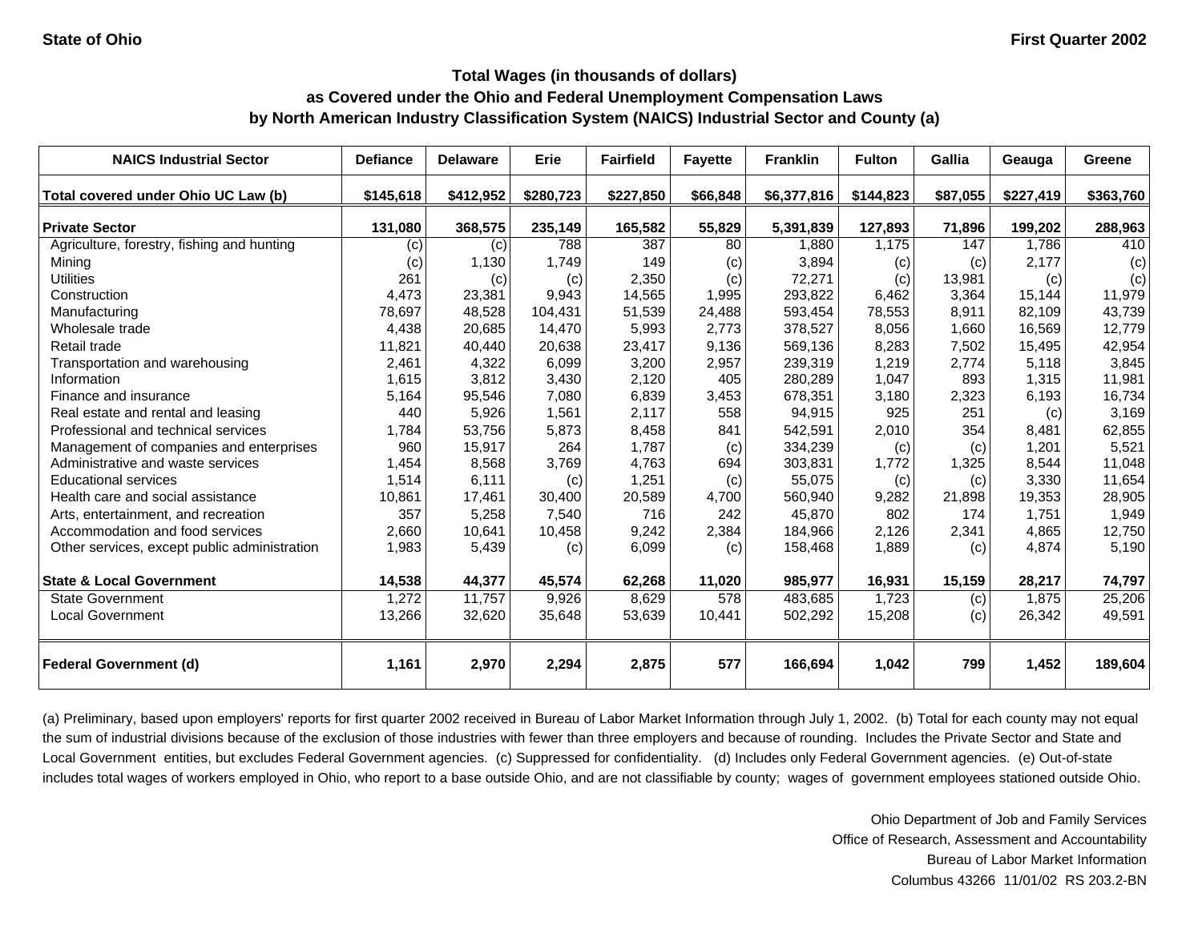State of Ohio　　　　First Quarter 2002

# Total Wages (in thousands of dollars)
## as Covered under the Ohio and Federal Unemployment Compensation Laws
## by North American Industry Classification System (NAICS) Industrial Sector and County (a)

| NAICS Industrial Sector | Defiance | Delaware | Erie | Fairfield | Fayette | Franklin | Fulton | Gallia | Geauga | Greene |
|---|---|---|---|---|---|---|---|---|---|---|
| **Total covered under Ohio UC Law (b)** | **$145,618** | **$412,952** | **$280,723** | **$227,850** | **$66,848** | **$6,377,816** | **$144,823** | **$87,055** | **$227,419** | **$363,760** |
| **Private Sector** | **131,080** | **368,575** | **235,149** | **165,582** | **55,829** | **5,391,839** | **127,893** | **71,896** | **199,202** | **288,963** |
| Agriculture, forestry, fishing and hunting | (c) | (c) | 788 | 387 | 80 | 1,880 | 1,175 | 147 | 1,786 | 410 |
| Mining | (c) | 1,130 | 1,749 | 149 | (c) | 3,894 | (c) | (c) | 2,177 | (c) |
| Utilities | 261 | (c) | (c) | 2,350 | (c) | 72,271 | (c) | 13,981 | (c) | (c) |
| Construction | 4,473 | 23,381 | 9,943 | 14,565 | 1,995 | 293,822 | 6,462 | 3,364 | 15,144 | 11,979 |
| Manufacturing | 78,697 | 48,528 | 104,431 | 51,539 | 24,488 | 593,454 | 78,553 | 8,911 | 82,109 | 43,739 |
| Wholesale trade | 4,438 | 20,685 | 14,470 | 5,993 | 2,773 | 378,527 | 8,056 | 1,660 | 16,569 | 12,779 |
| Retail trade | 11,821 | 40,440 | 20,638 | 23,417 | 9,136 | 569,136 | 8,283 | 7,502 | 15,495 | 42,954 |
| Transportation and warehousing | 2,461 | 4,322 | 6,099 | 3,200 | 2,957 | 239,319 | 1,219 | 2,774 | 5,118 | 3,845 |
| Information | 1,615 | 3,812 | 3,430 | 2,120 | 405 | 280,289 | 1,047 | 893 | 1,315 | 11,981 |
| Finance and insurance | 5,164 | 95,546 | 7,080 | 6,839 | 3,453 | 678,351 | 3,180 | 2,323 | 6,193 | 16,734 |
| Real estate and rental and leasing | 440 | 5,926 | 1,561 | 2,117 | 558 | 94,915 | 925 | 251 | (c) | 3,169 |
| Professional and technical services | 1,784 | 53,756 | 5,873 | 8,458 | 841 | 542,591 | 2,010 | 354 | 8,481 | 62,855 |
| Management of companies and enterprises | 960 | 15,917 | 264 | 1,787 | (c) | 334,239 | (c) | (c) | 1,201 | 5,521 |
| Administrative and waste services | 1,454 | 8,568 | 3,769 | 4,763 | 694 | 303,831 | 1,772 | 1,325 | 8,544 | 11,048 |
| Educational services | 1,514 | 6,111 | (c) | 1,251 | (c) | 55,075 | (c) | (c) | 3,330 | 11,654 |
| Health care and social assistance | 10,861 | 17,461 | 30,400 | 20,589 | 4,700 | 560,940 | 9,282 | 21,898 | 19,353 | 28,905 |
| Arts, entertainment, and recreation | 357 | 5,258 | 7,540 | 716 | 242 | 45,870 | 802 | 174 | 1,751 | 1,949 |
| Accommodation and food services | 2,660 | 10,641 | 10,458 | 9,242 | 2,384 | 184,966 | 2,126 | 2,341 | 4,865 | 12,750 |
| Other services, except public administration | 1,983 | 5,439 | (c) | 6,099 | (c) | 158,468 | 1,889 | (c) | 4,874 | 5,190 |
| **State & Local Government** | **14,538** | **44,377** | **45,574** | **62,268** | **11,020** | **985,977** | **16,931** | **15,159** | **28,217** | **74,797** |
| State Government | 1,272 | 11,757 | 9,926 | 8,629 | 578 | 483,685 | 1,723 | (c) | 1,875 | 25,206 |
| Local Government | 13,266 | 32,620 | 35,648 | 53,639 | 10,441 | 502,292 | 15,208 | (c) | 26,342 | 49,591 |
| **Federal Government (d)** | **1,161** | **2,970** | **2,294** | **2,875** | **577** | **166,694** | **1,042** | **799** | **1,452** | **189,604** |

(a) Preliminary, based upon employers' reports for first quarter 2002 received in Bureau of Labor Market Information through July 1, 2002. (b) Total for each county may not equal the sum of industrial divisions because of the exclusion of those industries with fewer than three employers and because of rounding. Includes the Private Sector and State and Local Government entities, but excludes Federal Government agencies. (c) Suppressed for confidentiality. (d) Includes only Federal Government agencies. (e) Out-of-state includes total wages of workers employed in Ohio, who report to a base outside Ohio, and are not classifiable by county; wages of government employees stationed outside Ohio.

Ohio Department of Job and Family Services
Office of Research, Assessment and Accountability
Bureau of Labor Market Information
Columbus 43266 11/01/02 RS 203.2-BN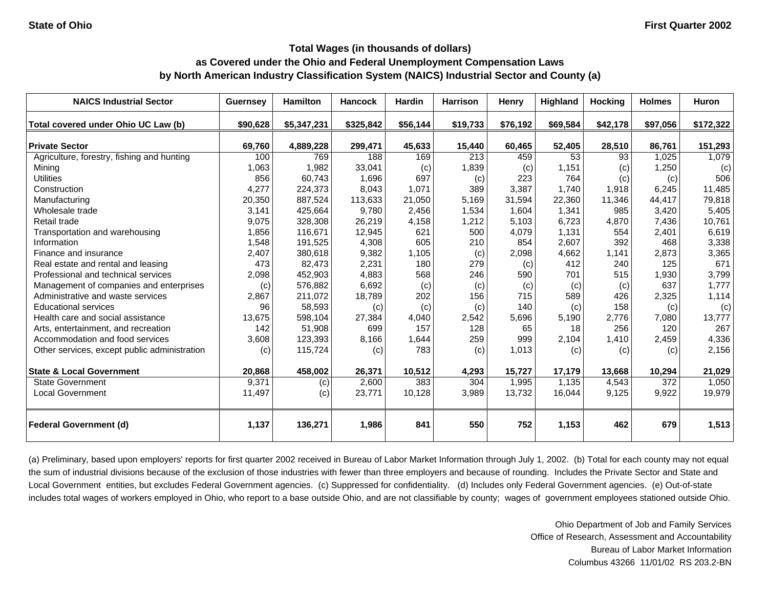State of Ohio | First Quarter 2002

### Total Wages (in thousands of dollars)
### as Covered under the Ohio and Federal Unemployment Compensation Laws
### by North American Industry Classification System (NAICS) Industrial Sector and County (a)

| NAICS Industrial Sector | Guernsey | Hamilton | Hancock | Hardin | Harrison | Henry | Highland | Hocking | Holmes | Huron |
|---|---|---|---|---|---|---|---|---|---|---|
| **Total covered under Ohio UC Law (b)** | **$90,628** | **$5,347,231** | **$325,842** | **$56,144** | **$19,733** | **$76,192** | **$69,584** | **$42,178** | **$97,056** | **$172,322** |
| **Private Sector** | **69,760** | **4,889,228** | **299,471** | **45,633** | **15,440** | **60,465** | **52,405** | **28,510** | **86,761** | **151,293** |
| Agriculture, forestry, fishing and hunting | 100 | 769 | 188 | 169 | 213 | 459 | 53 | 93 | 1,025 | 1,079 |
| Mining | 1,063 | 1,982 | 33,041 | (c) | 1,839 | (c) | 1,151 | (c) | 1,250 | (c) |
| Utilities | 856 | 60,743 | 1,696 | 697 | (c) | 223 | 764 | (c) | (c) | 506 |
| Construction | 4,277 | 224,373 | 8,043 | 1,071 | 389 | 3,387 | 1,740 | 1,918 | 6,245 | 11,485 |
| Manufacturing | 20,350 | 887,524 | 113,633 | 21,050 | 5,169 | 31,594 | 22,360 | 11,346 | 44,417 | 79,818 |
| Wholesale trade | 3,141 | 425,664 | 9,780 | 2,456 | 1,534 | 1,604 | 1,341 | 985 | 3,420 | 5,405 |
| Retail trade | 9,075 | 328,308 | 26,219 | 4,158 | 1,212 | 5,103 | 6,723 | 4,870 | 7,436 | 10,761 |
| Transportation and warehousing | 1,856 | 116,671 | 12,945 | 621 | 500 | 4,079 | 1,131 | 554 | 2,401 | 6,619 |
| Information | 1,548 | 191,525 | 4,308 | 605 | 210 | 854 | 2,607 | 392 | 468 | 3,338 |
| Finance and insurance | 2,407 | 380,618 | 9,382 | 1,105 | (c) | 2,098 | 4,662 | 1,141 | 2,873 | 3,365 |
| Real estate and rental and leasing | 473 | 82,473 | 2,231 | 180 | 279 | (c) | 412 | 240 | 125 | 671 |
| Professional and technical services | 2,098 | 452,903 | 4,883 | 568 | 246 | 590 | 701 | 515 | 1,930 | 3,799 |
| Management of companies and enterprises | (c) | 576,882 | 6,692 | (c) | (c) | (c) | (c) | (c) | 637 | 1,777 |
| Administrative and waste services | 2,867 | 211,072 | 18,789 | 202 | 156 | 715 | 589 | 426 | 2,325 | 1,114 |
| Educational services | 96 | 58,593 | (c) | (c) | (c) | 140 | (c) | 158 | (c) | (c) |
| Health care and social assistance | 13,675 | 598,104 | 27,384 | 4,040 | 2,542 | 5,696 | 5,190 | 2,776 | 7,080 | 13,777 |
| Arts, entertainment, and recreation | 142 | 51,908 | 699 | 157 | 128 | 65 | 18 | 256 | 120 | 267 |
| Accommodation and food services | 3,608 | 123,393 | 8,166 | 1,644 | 259 | 999 | 2,104 | 1,410 | 2,459 | 4,336 |
| Other services, except public administration | (c) | 115,724 | (c) | 783 | (c) | 1,013 | (c) | (c) | (c) | 2,156 |
| **State & Local Government** | **20,868** | **458,002** | **26,371** | **10,512** | **4,293** | **15,727** | **17,179** | **13,668** | **10,294** | **21,029** |
| State Government | 9,371 | (c) | 2,600 | 383 | 304 | 1,995 | 1,135 | 4,543 | 372 | 1,050 |
| Local Government | 11,497 | (c) | 23,771 | 10,128 | 3,989 | 13,732 | 16,044 | 9,125 | 9,922 | 19,979 |
| **Federal Government (d)** | **1,137** | **136,271** | **1,986** | **841** | **550** | **752** | **1,153** | **462** | **679** | **1,513** |

(a) Preliminary, based upon employers' reports for first quarter 2002 received in Bureau of Labor Market Information through July 1, 2002. (b) Total for each county may not equal the sum of industrial divisions because of the exclusion of those industries with fewer than three employers and because of rounding. Includes the Private Sector and State and Local Government entities, but excludes Federal Government agencies. (c) Suppressed for confidentiality. (d) Includes only Federal Government agencies. (e) Out-of-state includes total wages of workers employed in Ohio, who report to a base outside Ohio, and are not classifiable by county; wages of government employees stationed outside Ohio.

Ohio Department of Job and Family Services
Office of Research, Assessment and Accountability
Bureau of Labor Market Information
Columbus 43266 11/01/02 RS 203.2-BN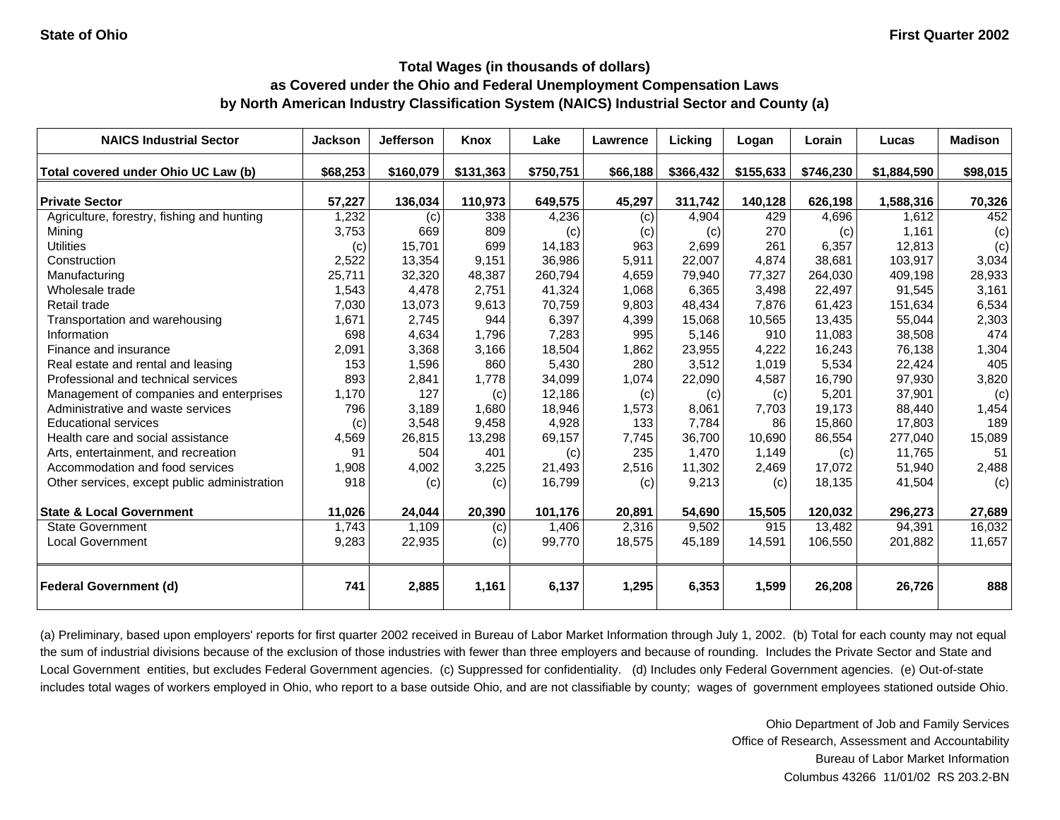State of Ohio | First Quarter 2002

### Total Wages (in thousands of dollars)
### as Covered under the Ohio and Federal Unemployment Compensation Laws
### by North American Industry Classification System (NAICS) Industrial Sector and County (a)

| NAICS Industrial Sector | Jackson | Jefferson | Knox | Lake | Lawrence | Licking | Logan | Lorain | Lucas | Madison |
|---|---|---|---|---|---|---|---|---|---|---|
| **Total covered under Ohio UC Law (b)** | **$68,253** | **$160,079** | **$131,363** | **$750,751** | **$66,188** | **$366,432** | **$155,633** | **$746,230** | **$1,884,590** | **$98,015** |
| **Private Sector** | **57,227** | **136,034** | **110,973** | **649,575** | **45,297** | **311,742** | **140,128** | **626,198** | **1,588,316** | **70,326** |
| Agriculture, forestry, fishing and hunting | 1,232 | (c) | 338 | 4,236 | (c) | 4,904 | 429 | 4,696 | 1,612 | 452 |
| Mining | 3,753 | 669 | 809 | (c) | (c) | (c) | 270 | (c) | 1,161 | (c) |
| Utilities | (c) | 15,701 | 699 | 14,183 | 963 | 2,699 | 261 | 6,357 | 12,813 | (c) |
| Construction | 2,522 | 13,354 | 9,151 | 36,986 | 5,911 | 22,007 | 4,874 | 38,681 | 103,917 | 3,034 |
| Manufacturing | 25,711 | 32,320 | 48,387 | 260,794 | 4,659 | 79,940 | 77,327 | 264,030 | 409,198 | 28,933 |
| Wholesale trade | 1,543 | 4,478 | 2,751 | 41,324 | 1,068 | 6,365 | 3,498 | 22,497 | 91,545 | 3,161 |
| Retail trade | 7,030 | 13,073 | 9,613 | 70,759 | 9,803 | 48,434 | 7,876 | 61,423 | 151,634 | 6,534 |
| Transportation and warehousing | 1,671 | 2,745 | 944 | 6,397 | 4,399 | 15,068 | 10,565 | 13,435 | 55,044 | 2,303 |
| Information | 698 | 4,634 | 1,796 | 7,283 | 995 | 5,146 | 910 | 11,083 | 38,508 | 474 |
| Finance and insurance | 2,091 | 3,368 | 3,166 | 18,504 | 1,862 | 23,955 | 4,222 | 16,243 | 76,138 | 1,304 |
| Real estate and rental and leasing | 153 | 1,596 | 860 | 5,430 | 280 | 3,512 | 1,019 | 5,534 | 22,424 | 405 |
| Professional and technical services | 893 | 2,841 | 1,778 | 34,099 | 1,074 | 22,090 | 4,587 | 16,790 | 97,930 | 3,820 |
| Management of companies and enterprises | 1,170 | 127 | (c) | 12,186 | (c) | (c) | (c) | 5,201 | 37,901 | (c) |
| Administrative and waste services | 796 | 3,189 | 1,680 | 18,946 | 1,573 | 8,061 | 7,703 | 19,173 | 88,440 | 1,454 |
| Educational services | (c) | 3,548 | 9,458 | 4,928 | 133 | 7,784 | 86 | 15,860 | 17,803 | 189 |
| Health care and social assistance | 4,569 | 26,815 | 13,298 | 69,157 | 7,745 | 36,700 | 10,690 | 86,554 | 277,040 | 15,089 |
| Arts, entertainment, and recreation | 91 | 504 | 401 | (c) | 235 | 1,470 | 1,149 | (c) | 11,765 | 51 |
| Accommodation and food services | 1,908 | 4,002 | 3,225 | 21,493 | 2,516 | 11,302 | 2,469 | 17,072 | 51,940 | 2,488 |
| Other services, except public administration | 918 | (c) | (c) | 16,799 | (c) | 9,213 | (c) | 18,135 | 41,504 | (c) |
| **State & Local Government** | **11,026** | **24,044** | **20,390** | **101,176** | **20,891** | **54,690** | **15,505** | **120,032** | **296,273** | **27,689** |
| State Government | 1,743 | 1,109 | (c) | 1,406 | 2,316 | 9,502 | 915 | 13,482 | 94,391 | 16,032 |
| Local Government | 9,283 | 22,935 | (c) | 99,770 | 18,575 | 45,189 | 14,591 | 106,550 | 201,882 | 11,657 |
| **Federal Government (d)** | **741** | **2,885** | **1,161** | **6,137** | **1,295** | **6,353** | **1,599** | **26,208** | **26,726** | **888** |

(a) Preliminary, based upon employers' reports for first quarter 2002 received in Bureau of Labor Market Information through July 1, 2002. (b) Total for each county may not equal the sum of industrial divisions because of the exclusion of those industries with fewer than three employers and because of rounding. Includes the Private Sector and State and Local Government entities, but excludes Federal Government agencies. (c) Suppressed for confidentiality. (d) Includes only Federal Government agencies. (e) Out-of-state includes total wages of workers employed in Ohio, who report to a base outside Ohio, and are not classifiable by county; wages of government employees stationed outside Ohio.

Ohio Department of Job and Family Services
Office of Research, Assessment and Accountability
Bureau of Labor Market Information
Columbus 43266 11/01/02 RS 203.2-BN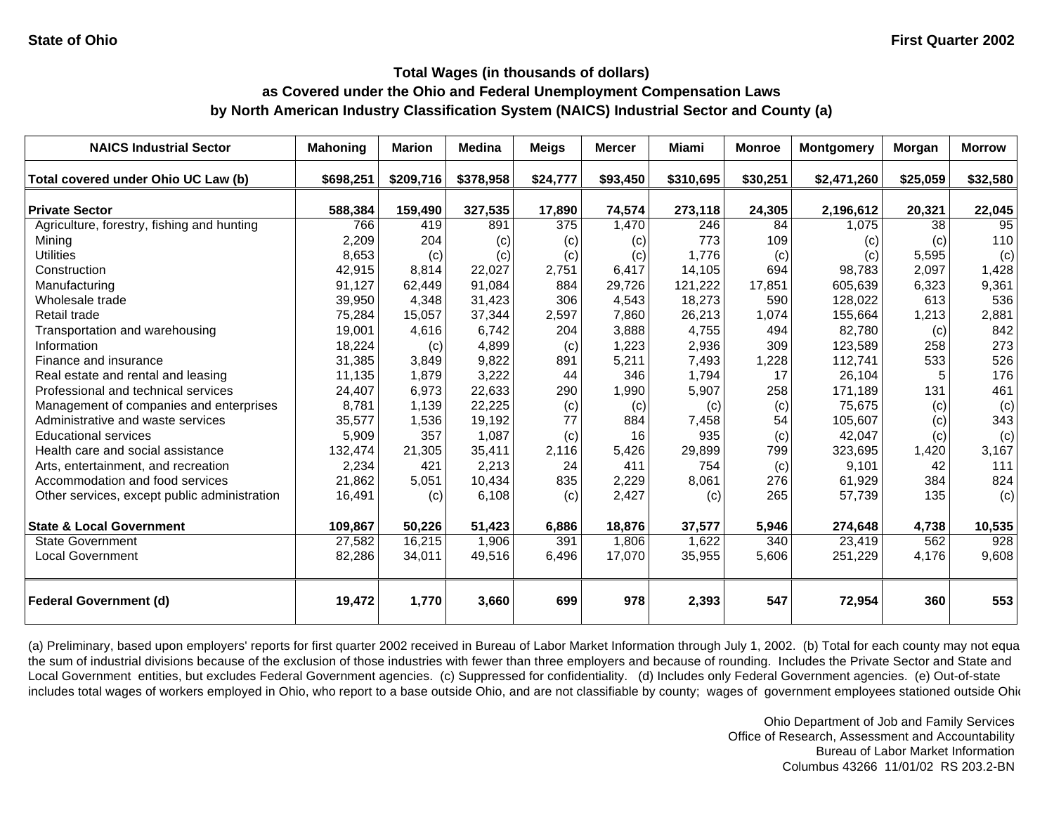State of Ohio | First Quarter 2002

### Total Wages (in thousands of dollars)
### as Covered under the Ohio and Federal Unemployment Compensation Laws
### by North American Industry Classification System (NAICS) Industrial Sector and County (a)

| NAICS Industrial Sector | Mahoning | Marion | Medina | Meigs | Mercer | Miami | Monroe | Montgomery | Morgan | Morrow |
|---|---|---|---|---|---|---|---|---|---|---|
| **Total covered under Ohio UC Law (b)** | **$698,251** | **$209,716** | **$378,958** | **$24,777** | **$93,450** | **$310,695** | **$30,251** | **$2,471,260** | **$25,059** | **$32,580** |
| **Private Sector** | **588,384** | **159,490** | **327,535** | **17,890** | **74,574** | **273,118** | **24,305** | **2,196,612** | **20,321** | **22,045** |
| Agriculture, forestry, fishing and hunting | 766 | 419 | 891 | 375 | 1,470 | 246 | 84 | 1,075 | 38 | 95 |
| Mining | 2,209 | 204 | (c) | (c) | (c) | 773 | 109 | (c) | (c) | 110 |
| Utilities | 8,653 | (c) | (c) | (c) | (c) | 1,776 | (c) | (c) | 5,595 | (c) |
| Construction | 42,915 | 8,814 | 22,027 | 2,751 | 6,417 | 14,105 | 694 | 98,783 | 2,097 | 1,428 |
| Manufacturing | 91,127 | 62,449 | 91,084 | 884 | 29,726 | 121,222 | 17,851 | 605,639 | 6,323 | 9,361 |
| Wholesale trade | 39,950 | 4,348 | 31,423 | 306 | 4,543 | 18,273 | 590 | 128,022 | 613 | 536 |
| Retail trade | 75,284 | 15,057 | 37,344 | 2,597 | 7,860 | 26,213 | 1,074 | 155,664 | 1,213 | 2,881 |
| Transportation and warehousing | 19,001 | 4,616 | 6,742 | 204 | 3,888 | 4,755 | 494 | 82,780 | (c) | 842 |
| Information | 18,224 | (c) | 4,899 | (c) | 1,223 | 2,936 | 309 | 123,589 | 258 | 273 |
| Finance and insurance | 31,385 | 3,849 | 9,822 | 891 | 5,211 | 7,493 | 1,228 | 112,741 | 533 | 526 |
| Real estate and rental and leasing | 11,135 | 1,879 | 3,222 | 44 | 346 | 1,794 | 17 | 26,104 | 5 | 176 |
| Professional and technical services | 24,407 | 6,973 | 22,633 | 290 | 1,990 | 5,907 | 258 | 171,189 | 131 | 461 |
| Management of companies and enterprises | 8,781 | 1,139 | 22,225 | (c) | (c) | (c) | (c) | 75,675 | (c) | (c) |
| Administrative and waste services | 35,577 | 1,536 | 19,192 | 77 | 884 | 7,458 | 54 | 105,607 | (c) | 343 |
| Educational services | 5,909 | 357 | 1,087 | (c) | 16 | 935 | (c) | 42,047 | (c) | (c) |
| Health care and social assistance | 132,474 | 21,305 | 35,411 | 2,116 | 5,426 | 29,899 | 799 | 323,695 | 1,420 | 3,167 |
| Arts, entertainment, and recreation | 2,234 | 421 | 2,213 | 24 | 411 | 754 | (c) | 9,101 | 42 | 111 |
| Accommodation and food services | 21,862 | 5,051 | 10,434 | 835 | 2,229 | 8,061 | 276 | 61,929 | 384 | 824 |
| Other services, except public administration | 16,491 | (c) | 6,108 | (c) | 2,427 | (c) | 265 | 57,739 | 135 | (c) |
| **State & Local Government** | **109,867** | **50,226** | **51,423** | **6,886** | **18,876** | **37,577** | **5,946** | **274,648** | **4,738** | **10,535** |
| State Government | 27,582 | 16,215 | 1,906 | 391 | 1,806 | 1,622 | 340 | 23,419 | 562 | 928 |
| Local Government | 82,286 | 34,011 | 49,516 | 6,496 | 17,070 | 35,955 | 5,606 | 251,229 | 4,176 | 9,608 |
| **Federal Government (d)** | **19,472** | **1,770** | **3,660** | **699** | **978** | **2,393** | **547** | **72,954** | **360** | **553** |

(a) Preliminary, based upon employers' reports for first quarter 2002 received in Bureau of Labor Market Information through July 1, 2002. (b) Total for each county may not equa the sum of industrial divisions because of the exclusion of those industries with fewer than three employers and because of rounding. Includes the Private Sector and State and Local Government entities, but excludes Federal Government agencies. (c) Suppressed for confidentiality. (d) Includes only Federal Government agencies. (e) Out-of-state includes total wages of workers employed in Ohio, who report to a base outside Ohio, and are not classifiable by county; wages of government employees stationed outside Ohi

Ohio Department of Job and Family Services
Office of Research, Assessment and Accountability
Bureau of Labor Market Information
Columbus 43266 11/01/02 RS 203.2-BN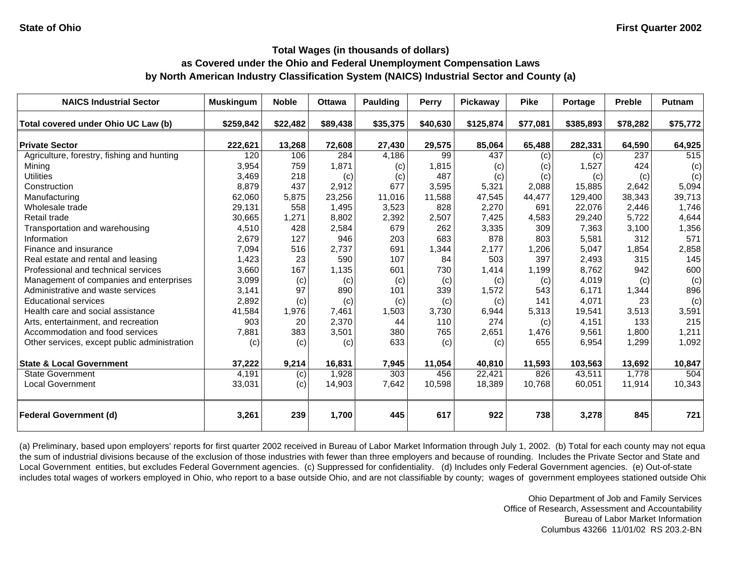State of Ohio — First Quarter 2002

**Total Wages (in thousands of dollars)**
**as Covered under the Ohio and Federal Unemployment Compensation Laws**
**by North American Industry Classification System (NAICS) Industrial Sector and County (a)**

| NAICS Industrial Sector | Muskingum | Noble | Ottawa | Paulding | Perry | Pickaway | Pike | Portage | Preble | Putnam |
|---|---|---|---|---|---|---|---|---|---|---|
| **Total covered under Ohio UC Law (b)** | **$259,842** | **$22,482** | **$89,438** | **$35,375** | **$40,630** | **$125,874** | **$77,081** | **$385,893** | **$78,282** | **$75,772** |
| **Private Sector** | **222,621** | **13,268** | **72,608** | **27,430** | **29,575** | **85,064** | **65,488** | **282,331** | **64,590** | **64,925** |
| Agriculture, forestry, fishing and hunting | 120 | 106 | 284 | 4,186 | 99 | 437 | (c) | (c) | 237 | 515 |
| Mining | 3,954 | 759 | 1,871 | (c) | 1,815 | (c) | (c) | 1,527 | 424 | (c) |
| Utilities | 3,469 | 218 | (c) | (c) | 487 | (c) | (c) | (c) | (c) | (c) |
| Construction | 8,879 | 437 | 2,912 | 677 | 3,595 | 5,321 | 2,088 | 15,885 | 2,642 | 5,094 |
| Manufacturing | 62,060 | 5,875 | 23,256 | 11,016 | 11,588 | 47,545 | 44,477 | 129,400 | 38,343 | 39,713 |
| Wholesale trade | 29,131 | 558 | 1,495 | 3,523 | 828 | 2,270 | 691 | 22,076 | 2,446 | 1,746 |
| Retail trade | 30,665 | 1,271 | 8,802 | 2,392 | 2,507 | 7,425 | 4,583 | 29,240 | 5,722 | 4,644 |
| Transportation and warehousing | 4,510 | 428 | 2,584 | 679 | 262 | 3,335 | 309 | 7,363 | 3,100 | 1,356 |
| Information | 2,679 | 127 | 946 | 203 | 683 | 878 | 803 | 5,581 | 312 | 571 |
| Finance and insurance | 7,094 | 516 | 2,737 | 691 | 1,344 | 2,177 | 1,206 | 5,047 | 1,854 | 2,858 |
| Real estate and rental and leasing | 1,423 | 23 | 590 | 107 | 84 | 503 | 397 | 2,493 | 315 | 145 |
| Professional and technical services | 3,660 | 167 | 1,135 | 601 | 730 | 1,414 | 1,199 | 8,762 | 942 | 600 |
| Management of companies and enterprises | 3,099 | (c) | (c) | (c) | (c) | (c) | (c) | 4,019 | (c) | (c) |
| Administrative and waste services | 3,141 | 97 | 890 | 101 | 339 | 1,572 | 543 | 6,171 | 1,344 | 896 |
| Educational services | 2,892 | (c) | (c) | (c) | (c) | (c) | 141 | 4,071 | 23 | (c) |
| Health care and social assistance | 41,584 | 1,976 | 7,461 | 1,503 | 3,730 | 6,944 | 5,313 | 19,541 | 3,513 | 3,591 |
| Arts, entertainment, and recreation | 903 | 20 | 2,370 | 44 | 110 | 274 | (c) | 4,151 | 133 | 215 |
| Accommodation and food services | 7,881 | 383 | 3,501 | 380 | 765 | 2,651 | 1,476 | 9,561 | 1,800 | 1,211 |
| Other services, except public administration | (c) | (c) | (c) | 633 | (c) | (c) | 655 | 6,954 | 1,299 | 1,092 |
| **State & Local Government** | **37,222** | **9,214** | **16,831** | **7,945** | **11,054** | **40,810** | **11,593** | **103,563** | **13,692** | **10,847** |
| State Government | 4,191 | (c) | 1,928 | 303 | 456 | 22,421 | 826 | 43,511 | 1,778 | 504 |
| Local Government | 33,031 | (c) | 14,903 | 7,642 | 10,598 | 18,389 | 10,768 | 60,051 | 11,914 | 10,343 |
| **Federal Government (d)** | **3,261** | **239** | **1,700** | **445** | **617** | **922** | **738** | **3,278** | **845** | **721** |

(a) Preliminary, based upon employers' reports for first quarter 2002 received in Bureau of Labor Market Information through July 1, 2002. (b) Total for each county may not equa the sum of industrial divisions because of the exclusion of those industries with fewer than three employers and because of rounding. Includes the Private Sector and State and Local Government entities, but excludes Federal Government agencies. (c) Suppressed for confidentiality. (d) Includes only Federal Government agencies. (e) Out-of-state includes total wages of workers employed in Ohio, who report to a base outside Ohio, and are not classifiable by county; wages of government employees stationed outside Ohi

Ohio Department of Job and Family Services
Office of Research, Assessment and Accountability
Bureau of Labor Market Information
Columbus 43266 11/01/02 RS 203.2-BN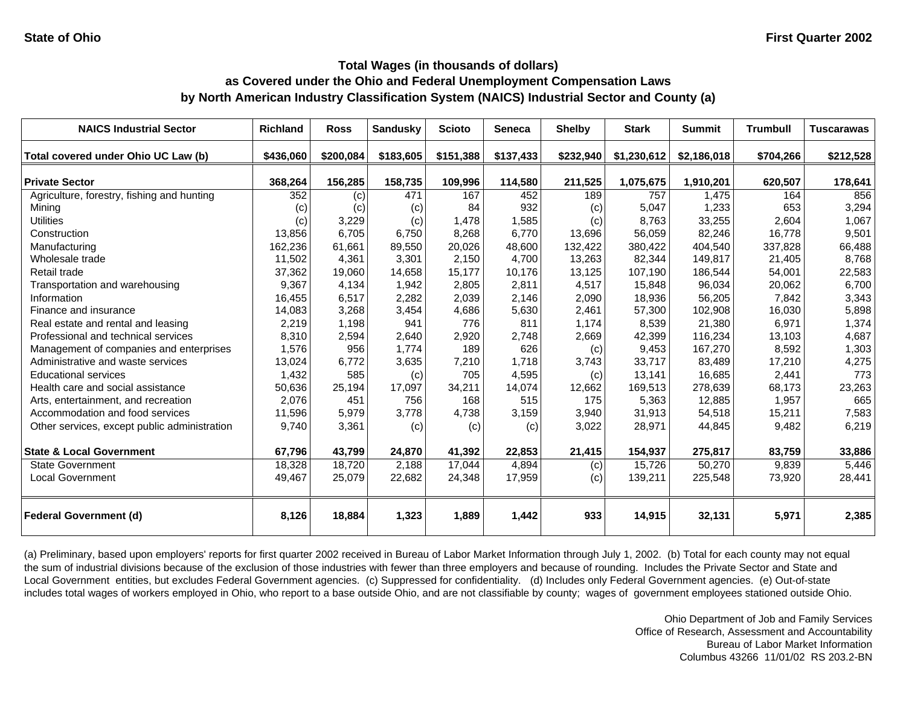State of Ohio | First Quarter 2002

## Total Wages (in thousands of dollars) as Covered under the Ohio and Federal Unemployment Compensation Laws by North American Industry Classification System (NAICS) Industrial Sector and County (a)

| NAICS Industrial Sector | Richland | Ross | Sandusky | Scioto | Seneca | Shelby | Stark | Summit | Trumbull | Tuscarawas |
|---|---|---|---|---|---|---|---|---|---|---|
| **Total covered under Ohio UC Law (b)** | **$436,060** | **$200,084** | **$183,605** | **$151,388** | **$137,433** | **$232,940** | **$1,230,612** | **$2,186,018** | **$704,266** | **$212,528** |
| **Private Sector** | **368,264** | **156,285** | **158,735** | **109,996** | **114,580** | **211,525** | **1,075,675** | **1,910,201** | **620,507** | **178,641** |
| Agriculture, forestry, fishing and hunting | 352 | (c) | 471 | 167 | 452 | 189 | 757 | 1,475 | 164 | 856 |
| Mining | (c) | (c) | (c) | 84 | 932 | (c) | 5,047 | 1,233 | 653 | 3,294 |
| Utilities | (c) | 3,229 | (c) | 1,478 | 1,585 | (c) | 8,763 | 33,255 | 2,604 | 1,067 |
| Construction | 13,856 | 6,705 | 6,750 | 8,268 | 6,770 | 13,696 | 56,059 | 82,246 | 16,778 | 9,501 |
| Manufacturing | 162,236 | 61,661 | 89,550 | 20,026 | 48,600 | 132,422 | 380,422 | 404,540 | 337,828 | 66,488 |
| Wholesale trade | 11,502 | 4,361 | 3,301 | 2,150 | 4,700 | 13,263 | 82,344 | 149,817 | 21,405 | 8,768 |
| Retail trade | 37,362 | 19,060 | 14,658 | 15,177 | 10,176 | 13,125 | 107,190 | 186,544 | 54,001 | 22,583 |
| Transportation and warehousing | 9,367 | 4,134 | 1,942 | 2,805 | 2,811 | 4,517 | 15,848 | 96,034 | 20,062 | 6,700 |
| Information | 16,455 | 6,517 | 2,282 | 2,039 | 2,146 | 2,090 | 18,936 | 56,205 | 7,842 | 3,343 |
| Finance and insurance | 14,083 | 3,268 | 3,454 | 4,686 | 5,630 | 2,461 | 57,300 | 102,908 | 16,030 | 5,898 |
| Real estate and rental and leasing | 2,219 | 1,198 | 941 | 776 | 811 | 1,174 | 8,539 | 21,380 | 6,971 | 1,374 |
| Professional and technical services | 8,310 | 2,594 | 2,640 | 2,920 | 2,748 | 2,669 | 42,399 | 116,234 | 13,103 | 4,687 |
| Management of companies and enterprises | 1,576 | 956 | 1,774 | 189 | 626 | (c) | 9,453 | 167,270 | 8,592 | 1,303 |
| Administrative and waste services | 13,024 | 6,772 | 3,635 | 7,210 | 1,718 | 3,743 | 33,717 | 83,489 | 17,210 | 4,275 |
| Educational services | 1,432 | 585 | (c) | 705 | 4,595 | (c) | 13,141 | 16,685 | 2,441 | 773 |
| Health care and social assistance | 50,636 | 25,194 | 17,097 | 34,211 | 14,074 | 12,662 | 169,513 | 278,639 | 68,173 | 23,263 |
| Arts, entertainment, and recreation | 2,076 | 451 | 756 | 168 | 515 | 175 | 5,363 | 12,885 | 1,957 | 665 |
| Accommodation and food services | 11,596 | 5,979 | 3,778 | 4,738 | 3,159 | 3,940 | 31,913 | 54,518 | 15,211 | 7,583 |
| Other services, except public administration | 9,740 | 3,361 | (c) | (c) | (c) | 3,022 | 28,971 | 44,845 | 9,482 | 6,219 |
| **State & Local Government** | **67,796** | **43,799** | **24,870** | **41,392** | **22,853** | **21,415** | **154,937** | **275,817** | **83,759** | **33,886** |
| State Government | 18,328 | 18,720 | 2,188 | 17,044 | 4,894 | (c) | 15,726 | 50,270 | 9,839 | 5,446 |
| Local Government | 49,467 | 25,079 | 22,682 | 24,348 | 17,959 | (c) | 139,211 | 225,548 | 73,920 | 28,441 |
| **Federal Government (d)** | **8,126** | **18,884** | **1,323** | **1,889** | **1,442** | **933** | **14,915** | **32,131** | **5,971** | **2,385** |

(a) Preliminary, based upon employers' reports for first quarter 2002 received in Bureau of Labor Market Information through July 1, 2002. (b) Total for each county may not equal the sum of industrial divisions because of the exclusion of those industries with fewer than three employers and because of rounding. Includes the Private Sector and State and Local Government entities, but excludes Federal Government agencies. (c) Suppressed for confidentiality. (d) Includes only Federal Government agencies. (e) Out-of-state includes total wages of workers employed in Ohio, who report to a base outside Ohio, and are not classifiable by county; wages of government employees stationed outside Ohio.

Ohio Department of Job and Family Services
Office of Research, Assessment and Accountability
Bureau of Labor Market Information
Columbus 43266 11/01/02 RS 203.2-BN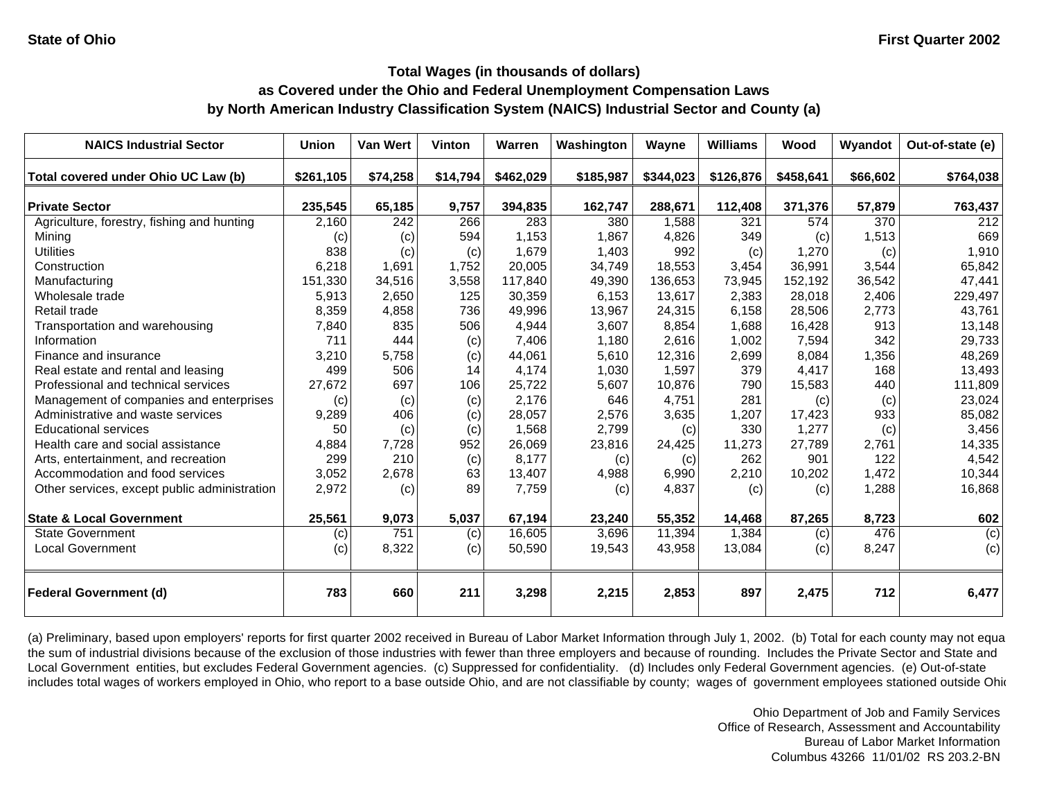State of Ohio

First Quarter 2002

## Total Wages (in thousands of dollars)
## as Covered under the Ohio and Federal Unemployment Compensation Laws
## by North American Industry Classification System (NAICS) Industrial Sector and County (a)

| NAICS Industrial Sector | Union | Van Wert | Vinton | Warren | Washington | Wayne | Williams | Wood | Wyandot | Out-of-state (e) |
|---|---|---|---|---|---|---|---|---|---|---|
| **Total covered under Ohio UC Law (b)** | **$261,105** | **$74,258** | **$14,794** | **$462,029** | **$185,987** | **$344,023** | **$126,876** | **$458,641** | **$66,602** | **$764,038** |
| **Private Sector** | **235,545** | **65,185** | **9,757** | **394,835** | **162,747** | **288,671** | **112,408** | **371,376** | **57,879** | **763,437** |
| Agriculture, forestry, fishing and hunting | 2,160 | 242 | 266 | 283 | 380 | 1,588 | 321 | 574 | 370 | 212 |
| Mining | (c) | (c) | 594 | 1,153 | 1,867 | 4,826 | 349 | (c) | 1,513 | 669 |
| Utilities | 838 | (c) | (c) | 1,679 | 1,403 | 992 | (c) | 1,270 | (c) | 1,910 |
| Construction | 6,218 | 1,691 | 1,752 | 20,005 | 34,749 | 18,553 | 3,454 | 36,991 | 3,544 | 65,842 |
| Manufacturing | 151,330 | 34,516 | 3,558 | 117,840 | 49,390 | 136,653 | 73,945 | 152,192 | 36,542 | 47,441 |
| Wholesale trade | 5,913 | 2,650 | 125 | 30,359 | 6,153 | 13,617 | 2,383 | 28,018 | 2,406 | 229,497 |
| Retail trade | 8,359 | 4,858 | 736 | 49,996 | 13,967 | 24,315 | 6,158 | 28,506 | 2,773 | 43,761 |
| Transportation and warehousing | 7,840 | 835 | 506 | 4,944 | 3,607 | 8,854 | 1,688 | 16,428 | 913 | 13,148 |
| Information | 711 | 444 | (c) | 7,406 | 1,180 | 2,616 | 1,002 | 7,594 | 342 | 29,733 |
| Finance and insurance | 3,210 | 5,758 | (c) | 44,061 | 5,610 | 12,316 | 2,699 | 8,084 | 1,356 | 48,269 |
| Real estate and rental and leasing | 499 | 506 | 14 | 4,174 | 1,030 | 1,597 | 379 | 4,417 | 168 | 13,493 |
| Professional and technical services | 27,672 | 697 | 106 | 25,722 | 5,607 | 10,876 | 790 | 15,583 | 440 | 111,809 |
| Management of companies and enterprises | (c) | (c) | (c) | 2,176 | 646 | 4,751 | 281 | (c) | (c) | 23,024 |
| Administrative and waste services | 9,289 | 406 | (c) | 28,057 | 2,576 | 3,635 | 1,207 | 17,423 | 933 | 85,082 |
| Educational services | 50 | (c) | (c) | 1,568 | 2,799 | (c) | 330 | 1,277 | (c) | 3,456 |
| Health care and social assistance | 4,884 | 7,728 | 952 | 26,069 | 23,816 | 24,425 | 11,273 | 27,789 | 2,761 | 14,335 |
| Arts, entertainment, and recreation | 299 | 210 | (c) | 8,177 | (c) | (c) | 262 | 901 | 122 | 4,542 |
| Accommodation and food services | 3,052 | 2,678 | 63 | 13,407 | 4,988 | 6,990 | 2,210 | 10,202 | 1,472 | 10,344 |
| Other services, except public administration | 2,972 | (c) | 89 | 7,759 | (c) | 4,837 | (c) | (c) | 1,288 | 16,868 |
| **State & Local Government** | **25,561** | **9,073** | **5,037** | **67,194** | **23,240** | **55,352** | **14,468** | **87,265** | **8,723** | **602** |
| State Government | (c) | 751 | (c) | 16,605 | 3,696 | 11,394 | 1,384 | (c) | 476 | (c) |
| Local Government | (c) | 8,322 | (c) | 50,590 | 19,543 | 43,958 | 13,084 | (c) | 8,247 | (c) |
| **Federal Government (d)** | **783** | **660** | **211** | **3,298** | **2,215** | **2,853** | **897** | **2,475** | **712** | **6,477** |

(a) Preliminary, based upon employers' reports for first quarter 2002 received in Bureau of Labor Market Information through July 1, 2002. (b) Total for each county may not equa the sum of industrial divisions because of the exclusion of those industries with fewer than three employers and because of rounding. Includes the Private Sector and State and Local Government entities, but excludes Federal Government agencies. (c) Suppressed for confidentiality. (d) Includes only Federal Government agencies. (e) Out-of-state includes total wages of workers employed in Ohio, who report to a base outside Ohio, and are not classifiable by county; wages of government employees stationed outside Ohi

Ohio Department of Job and Family Services
Office of Research, Assessment and Accountability
Bureau of Labor Market Information
Columbus 43266 11/01/02 RS 203.2-BN